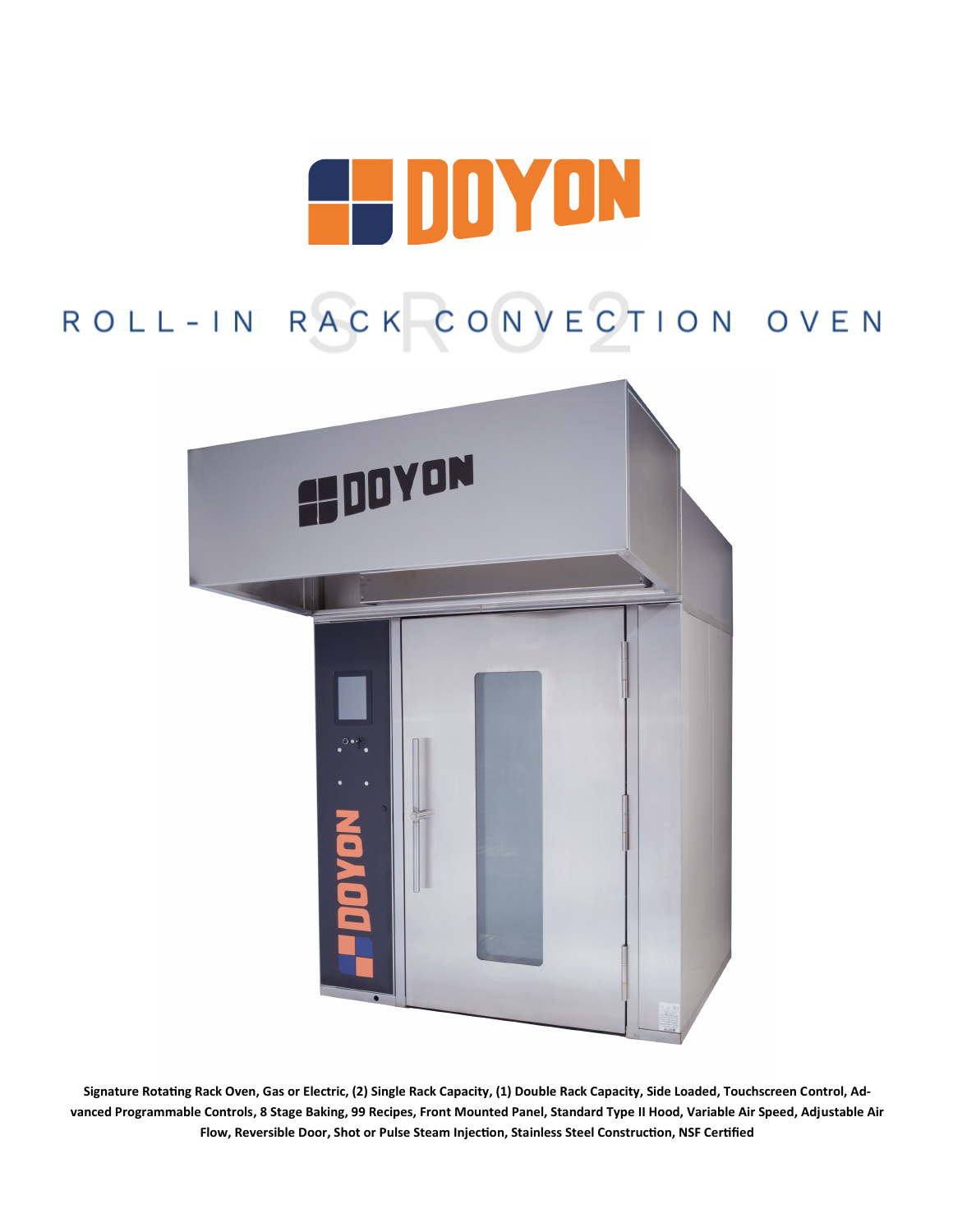# DOYON

## ROLL-IN RACK CONVECTION OVEN

SRO2

**Signature Rotating Rack Oven, Gas or Electric, (2) Single Rack Capacity, (1) Double Rack Capacity, Side Loaded, Touchscreen Control, Advanced Programmable Controls, 8 Stage Baking, 99 Recipes, Front Mounted Panel, Standard Type II Hood, Variable Air Speed, Adjustable Air Flow, Reversible Door, Shot or Pulse Steam Injection, Stainless Steel Construction, NSF Certified**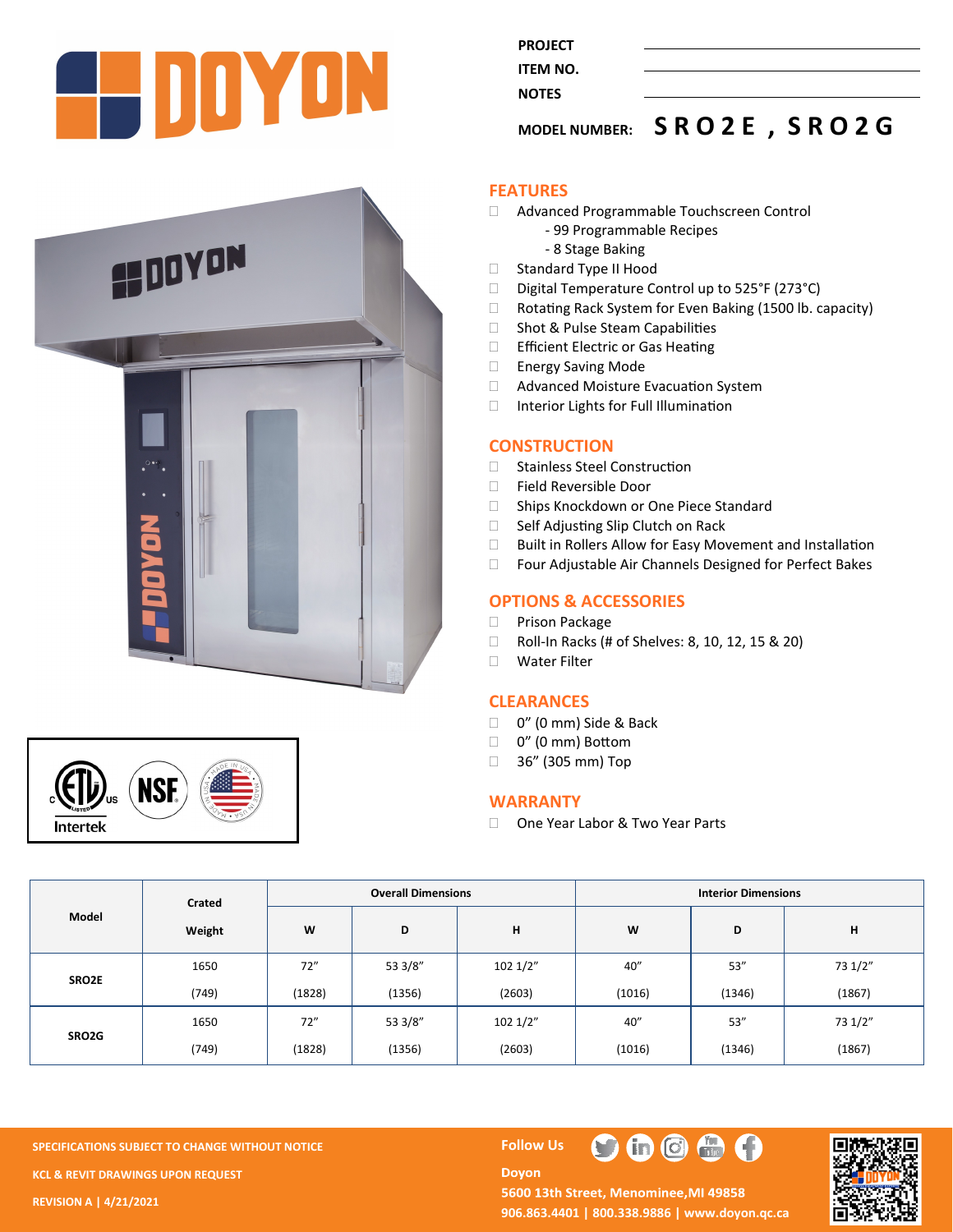| | |
|---|---|
| PROJECT | |
| ITEM NO. | |
| NOTES | |

**MODEL NUMBER: SRO2E, SRO2G**

## FEATURES

- Advanced Programmable Touchscreen Control
  - 99 Programmable Recipes
  - 8 Stage Baking
- Standard Type II Hood
- Digital Temperature Control up to 525°F (273°C)
- Rotating Rack System for Even Baking (1500 lb. capacity)
- Shot & Pulse Steam Capabilities
- Efficient Electric or Gas Heating
- Energy Saving Mode
- Advanced Moisture Evacuation System
- Interior Lights for Full Illumination

## CONSTRUCTION

- Stainless Steel Construction
- Field Reversible Door
- Ships Knockdown or One Piece Standard
- Self Adjusting Slip Clutch on Rack
- Built in Rollers Allow for Easy Movement and Installation
- Four Adjustable Air Channels Designed for Perfect Bakes

## OPTIONS & ACCESSORIES

- Prison Package
- Roll-In Racks (# of Shelves: 8, 10, 12, 15 & 20)
- Water Filter

## CLEARANCES

- 0" (0 mm) Side & Back
- 0" (0 mm) Bottom
- 36" (305 mm) Top

## WARRANTY

- One Year Labor & Two Year Parts

| Model | Crated Weight | Overall Dimensions | | | Interior Dimensions | | |
|---|---|---|---|---|---|---|---|
| | | W | D | H | W | D | H |
| SRO2E | 1650 (749) | 72" (1828) | 53 3/8" (1356) | 102 1/2" (2603) | 40" (1016) | 53" (1346) | 73 1/2" (1867) |
| SRO2G | 1650 (749) | 72" (1828) | 53 3/8" (1356) | 102 1/2" (2603) | 40" (1016) | 53" (1346) | 73 1/2" (1867) |

SPECIFICATIONS SUBJECT TO CHANGE WITHOUT NOTICE

KCL & REVIT DRAWINGS UPON REQUEST

REVISION A | 4/21/2021

Follow Us

Doyon
5600 13th Street, Menominee, MI 49858
906.863.4401 | 800.338.9886 | www.doyon.qc.ca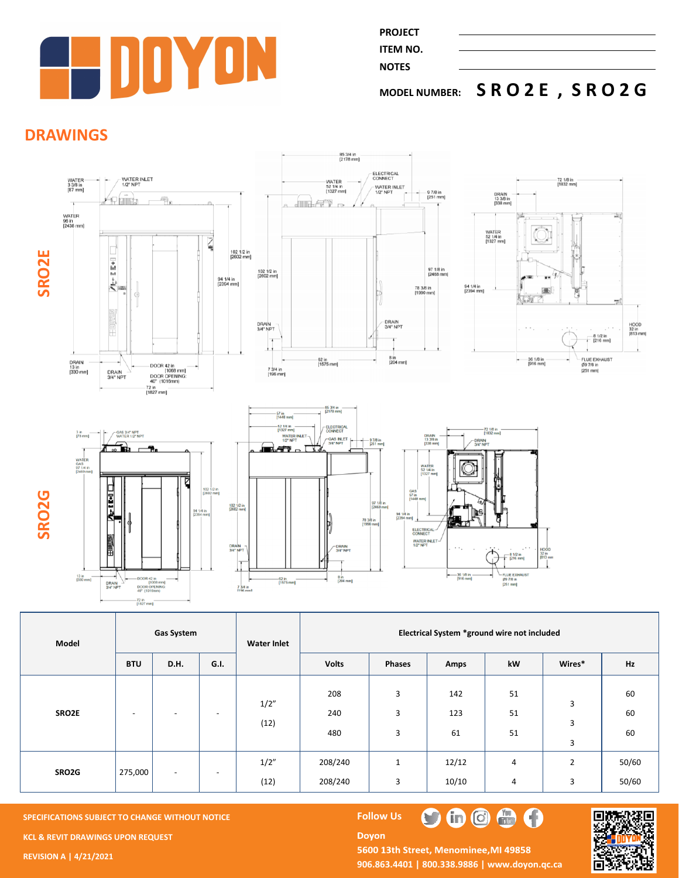| PROJECT | |
|---|---|
| ITEM NO. | |
| NOTES | |

**MODEL NUMBER: SRO2E , SRO2G**

## DRAWINGS

SRO2E

WATER 3 3/8 in [87 mm]
WATER INLET 1/2" NPT
WATER 96 in [2438 mm]
102 1/2 in [2602 mm]
94 1/4 in [2394 mm]
DRAIN 13 in [330 mm]
DRAIN 3/4" NPT
DOOR 42 in [1068 mm]
DOOR OPENING: 40" (1016mm)
72 in [1827 mm]

85 3/4 in [2178 mm]
WATER 52 1/4 in [1327 mm]
ELECTRICAL CONNECT
WATER INLET 1/2" NPT
9 7/8 in [251 mm]
102 1/2 in [2602 mm]
97 1/8 in [2468 mm]
78 3/8 in [1990 mm]
DRAIN 3/4" NPT
DRAIN 3/4" NPT
52 in [1575 mm]
8 in [204 mm]
7 3/4 in [196 mm]

72 1/8 in [1832 mm]
DRAIN 13 3/8 in [338 mm]
WATER 52 1/4 in [1327 mm]
94 1/4 in [2394 mm]
HOOD 32 in [813 mm]
8 1/2 in [216 mm]
36 1/8 in [916 mm]
FLUE EXHAUST Ø9 7/8 in [251 mm]

SRO2G

3 in [78 mm]
GAS 3/4" NPT
WATER 1/2" NPT
WATER GAS 97 1/4 in [2469 mm]
102 1/2 in [2602 mm]
94 1/4 in [2394 mm]
13 in [330 mm]
DRAIN 3/4" NPT
DOOR 42 in [1008 mm]
DOOR OPENING 40" (1016mm)
72 in [1827 mm]

85 3/4 in [2178 mm]
57 in [1448 mm]
52 1/4 in [1327 mm]
ELECTRICAL CONNECT
WATER INLET 1/2" NPT
GAS INLET 3/4" NPT
9 7/8 in [251 mm]
102 1/2 in [2602 mm]
97 1/8 in [2468 mm]
78 3/8 in [1990 mm]
DRAIN 3/4" NPT
DRAIN 3/4" NPT
52 in [1575 mm]
8 in [204 mm]
7 3/4 in [196 mm]

72 1/8 in [1832 mm]
DRAIN 13 3/8 in [338 mm]
DRAIN 3/4" NPT
WATER 52 1/4 in [1327 mm]
GAS 57 in [1448 mm]
94 1/4 in [2394 mm]
ELECTRICAL CONNECT
WATER INLET 1/2" NPT
HOOD 32 in [813 mm]
8 1/2 in [216 mm]
36 1/8 in [916 mm]
FLUE EXHAUST Ø9 7/8 in [251 mm]

| Model | Gas System | | | Water Inlet | Electrical System *ground wire not included | | | | | |
|---|---|---|---|---|---|---|---|---|---|---|
| | BTU | D.H. | G.I. | | Volts | Phases | Amps | kW | Wires* | Hz |
| SRO2E | - | - | - | 1/2" (12) | 208 | 3 | 142 | 51 | 3 | 60 |
| | | | | | 240 | 3 | 123 | 51 | 3 | 60 |
| | | | | | 480 | 3 | 61 | 51 | 3 | 60 |
| SRO2G | 275,000 | - | - | 1/2" (12) | 208/240 | 1 | 12/12 | 4 | 2 | 50/60 |
| | | | | | 208/240 | 3 | 10/10 | 4 | 3 | 50/60 |

SPECIFICATIONS SUBJECT TO CHANGE WITHOUT NOTICE

KCL & REVIT DRAWINGS UPON REQUEST

REVISION A | 4/21/2021

Follow Us

Doyon

5600 13th Street, Menominee,MI 49858

906.863.4401 | 800.338.9886 | www.doyon.qc.ca